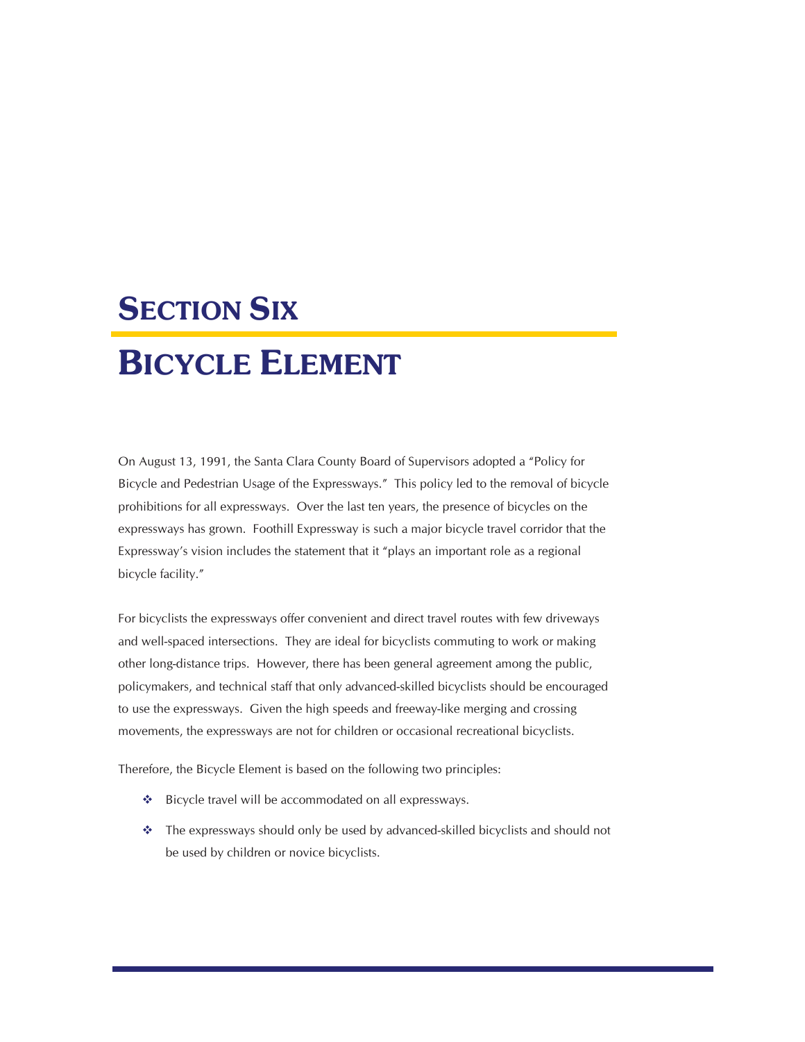# SECTION SIX

# BICYCLE ELEMENT

On August 13, 1991, the Santa Clara County Board of Supervisors adopted a "Policy for Bicycle and Pedestrian Usage of the Expressways." This policy led to the removal of bicycle prohibitions for all expressways. Over the last ten years, the presence of bicycles on the expressways has grown. Foothill Expressway is such a major bicycle travel corridor that the Expressway's vision includes the statement that it "plays an important role as a regional bicycle facility."

For bicyclists the expressways offer convenient and direct travel routes with few driveways and well-spaced intersections. They are ideal for bicyclists commuting to work or making other long-distance trips. However, there has been general agreement among the public, policymakers, and technical staff that only advanced-skilled bicyclists should be encouraged to use the expressways. Given the high speeds and freeway-like merging and crossing movements, the expressways are not for children or occasional recreational bicyclists.

Therefore, the Bicycle Element is based on the following two principles:

- Bicycle travel will be accommodated on all expressways.
- The expressways should only be used by advanced-skilled bicyclists and should not be used by children or novice bicyclists.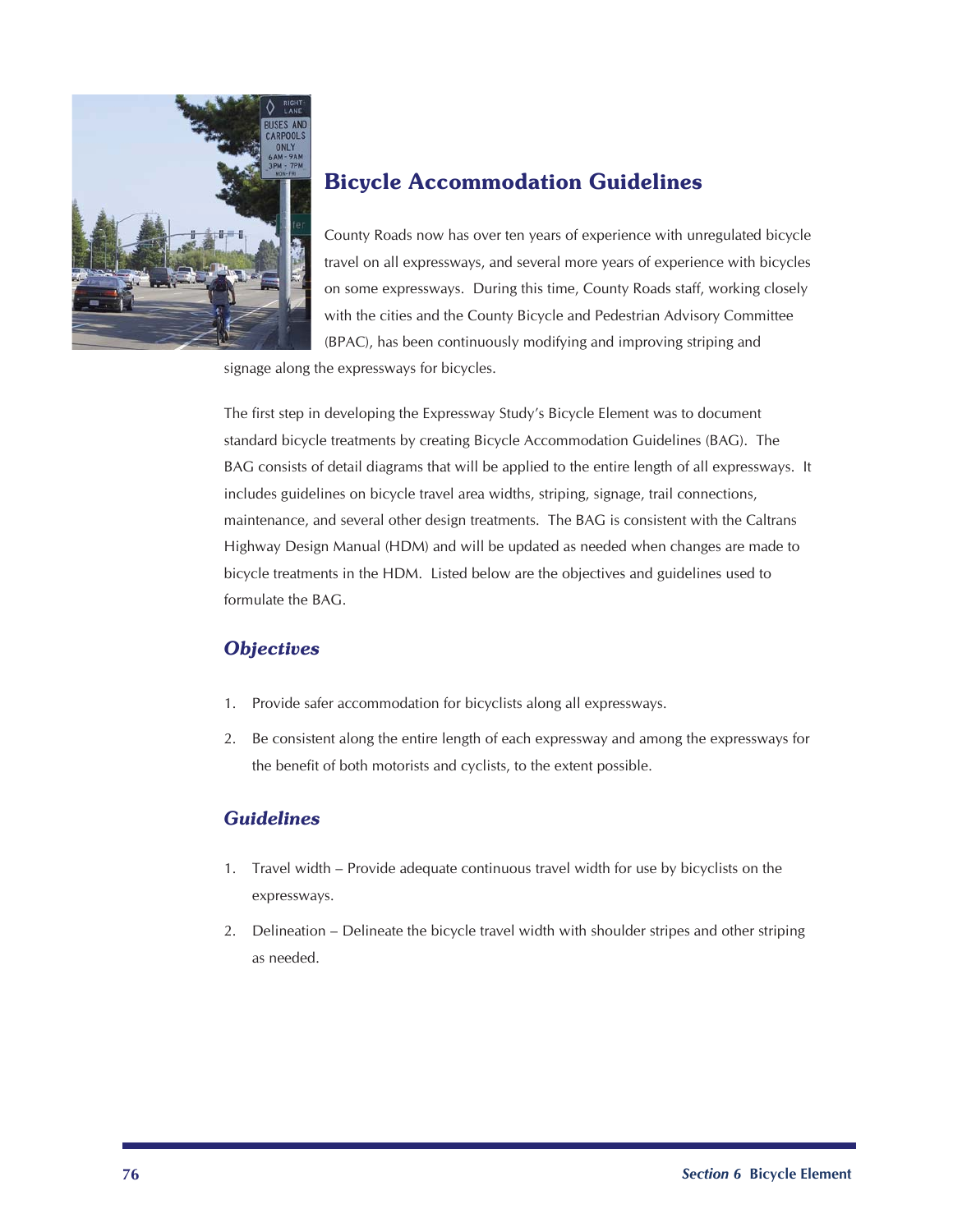## Bicycle Accommodation Guidelines

County Roads now has over ten years of experience with unregulated bicycle travel on all expressways, and several more years of experience with bicycles on some expressways. During this time, County Roads staff, working closely with the cities and the County Bicycle and Pedestrian Advisory Committee (BPAC), has been continuously modifying and improving striping and signage along the expressways for bicycles.

The first step in developing the Expressway Study's Bicycle Element was to document standard bicycle treatments by creating Bicycle Accommodation Guidelines (BAG). The BAG consists of detail diagrams that will be applied to the entire length of all expressways. It includes guidelines on bicycle travel area widths, striping, signage, trail connections, maintenance, and several other design treatments. The BAG is consistent with the Caltrans Highway Design Manual (HDM) and will be updated as needed when changes are made to bicycle treatments in the HDM. Listed below are the objectives and guidelines used to formulate the BAG.

### *Objectives*

1. Provide safer accommodation for bicyclists along all expressways.
2. Be consistent along the entire length of each expressway and among the expressways for the benefit of both motorists and cyclists, to the extent possible.

### *Guidelines*

1. Travel width – Provide adequate continuous travel width for use by bicyclists on the expressways.
2. Delineation – Delineate the bicycle travel width with shoulder stripes and other striping as needed.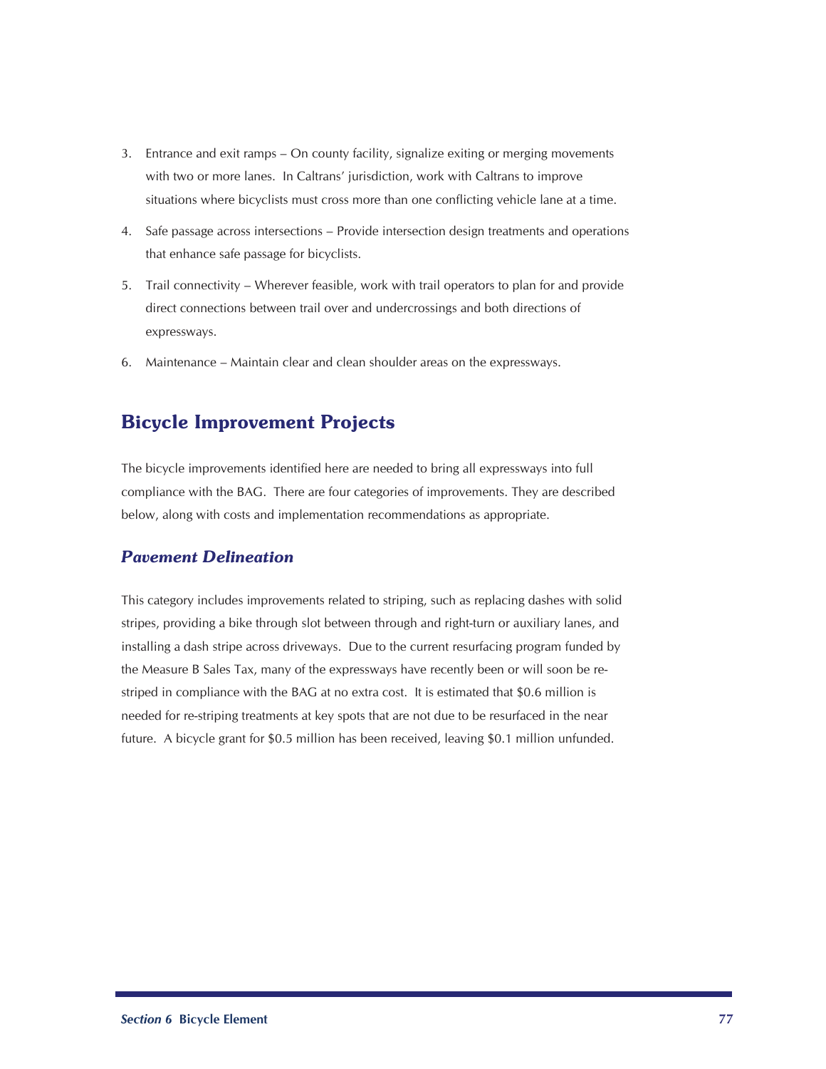3. Entrance and exit ramps – On county facility, signalize exiting or merging movements with two or more lanes. In Caltrans' jurisdiction, work with Caltrans to improve situations where bicyclists must cross more than one conflicting vehicle lane at a time.
4. Safe passage across intersections – Provide intersection design treatments and operations that enhance safe passage for bicyclists.
5. Trail connectivity – Wherever feasible, work with trail operators to plan for and provide direct connections between trail over and undercrossings and both directions of expressways.
6. Maintenance – Maintain clear and clean shoulder areas on the expressways.

## Bicycle Improvement Projects

The bicycle improvements identified here are needed to bring all expressways into full compliance with the BAG. There are four categories of improvements. They are described below, along with costs and implementation recommendations as appropriate.

### *Pavement Delineation*

This category includes improvements related to striping, such as replacing dashes with solid stripes, providing a bike through slot between through and right-turn or auxiliary lanes, and installing a dash stripe across driveways. Due to the current resurfacing program funded by the Measure B Sales Tax, many of the expressways have recently been or will soon be re-striped in compliance with the BAG at no extra cost. It is estimated that $0.6 million is needed for re-striping treatments at key spots that are not due to be resurfaced in the near future. A bicycle grant for $0.5 million has been received, leaving $0.1 million unfunded.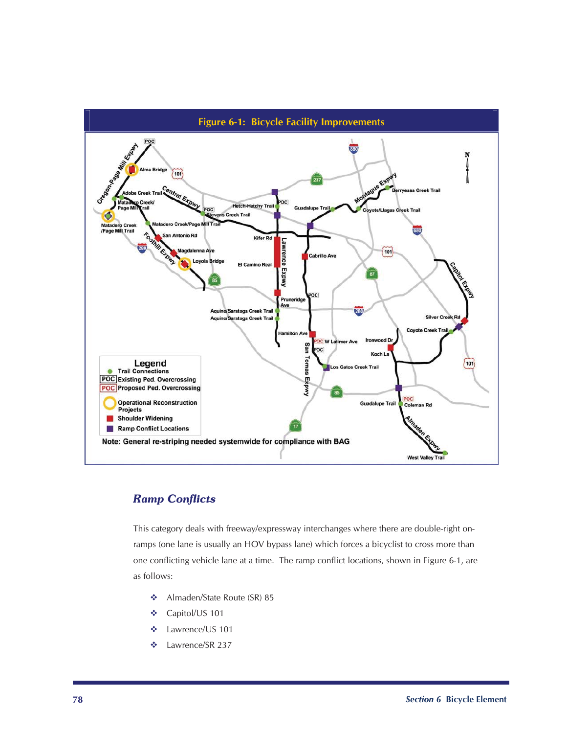**Figure 6-1: Bicycle Facility Improvements**

### *Ramp Conflicts*

This category deals with freeway/expressway interchanges where there are double-right on-ramps (one lane is usually an HOV bypass lane) which forces a bicyclist to cross more than one conflicting vehicle lane at a time. The ramp conflict locations, shown in Figure 6-1, are as follows:

- Almaden/State Route (SR) 85
- Capitol/US 101
- Lawrence/US 101
- Lawrence/SR 237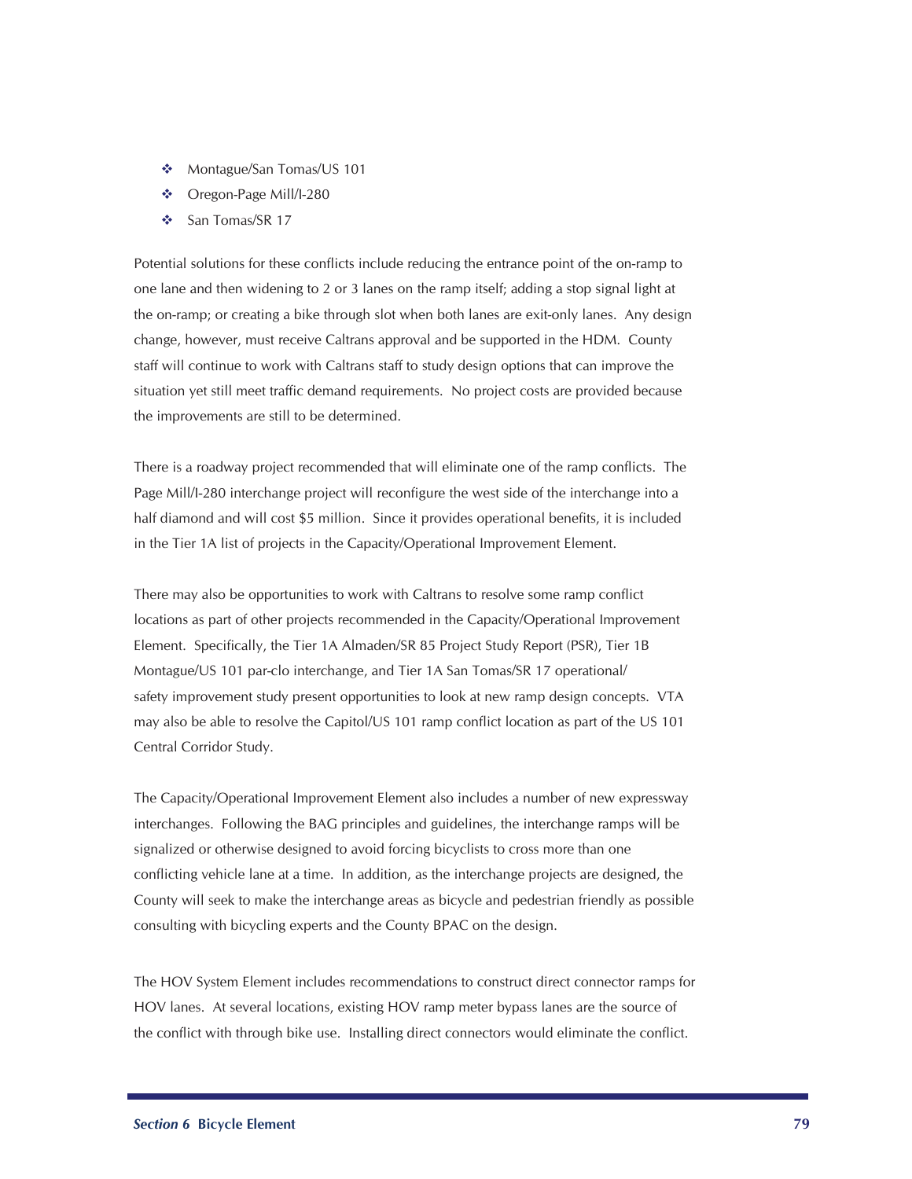- Montague/San Tomas/US 101
- Oregon-Page Mill/I-280
- San Tomas/SR 17

Potential solutions for these conflicts include reducing the entrance point of the on-ramp to one lane and then widening to 2 or 3 lanes on the ramp itself; adding a stop signal light at the on-ramp; or creating a bike through slot when both lanes are exit-only lanes. Any design change, however, must receive Caltrans approval and be supported in the HDM. County staff will continue to work with Caltrans staff to study design options that can improve the situation yet still meet traffic demand requirements. No project costs are provided because the improvements are still to be determined.

There is a roadway project recommended that will eliminate one of the ramp conflicts. The Page Mill/I-280 interchange project will reconfigure the west side of the interchange into a half diamond and will cost $5 million. Since it provides operational benefits, it is included in the Tier 1A list of projects in the Capacity/Operational Improvement Element.

There may also be opportunities to work with Caltrans to resolve some ramp conflict locations as part of other projects recommended in the Capacity/Operational Improvement Element. Specifically, the Tier 1A Almaden/SR 85 Project Study Report (PSR), Tier 1B Montague/US 101 par-clo interchange, and Tier 1A San Tomas/SR 17 operational/safety improvement study present opportunities to look at new ramp design concepts. VTA may also be able to resolve the Capitol/US 101 ramp conflict location as part of the US 101 Central Corridor Study.

The Capacity/Operational Improvement Element also includes a number of new expressway interchanges. Following the BAG principles and guidelines, the interchange ramps will be signalized or otherwise designed to avoid forcing bicyclists to cross more than one conflicting vehicle lane at a time. In addition, as the interchange projects are designed, the County will seek to make the interchange areas as bicycle and pedestrian friendly as possible consulting with bicycling experts and the County BPAC on the design.

The HOV System Element includes recommendations to construct direct connector ramps for HOV lanes. At several locations, existing HOV ramp meter bypass lanes are the source of the conflict with through bike use. Installing direct connectors would eliminate the conflict.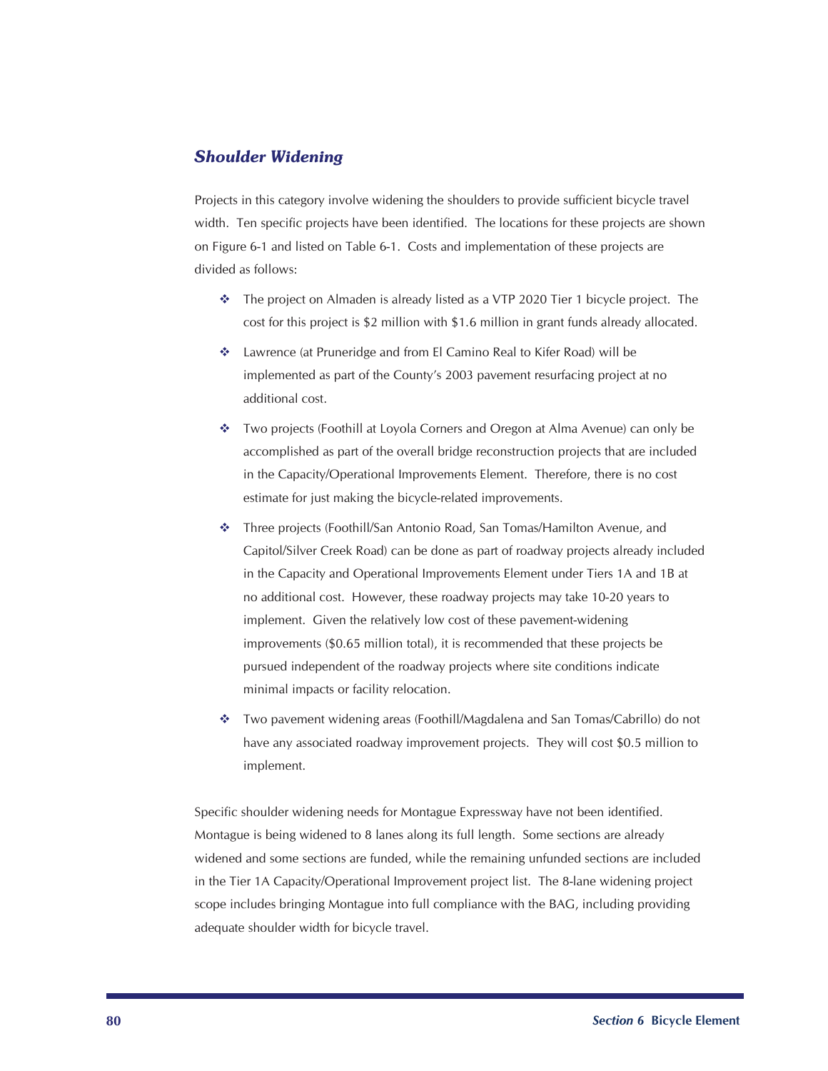## *Shoulder Widening*

Projects in this category involve widening the shoulders to provide sufficient bicycle travel width. Ten specific projects have been identified. The locations for these projects are shown on Figure 6-1 and listed on Table 6-1. Costs and implementation of these projects are divided as follows:

- The project on Almaden is already listed as a VTP 2020 Tier 1 bicycle project. The cost for this project is $2 million with $1.6 million in grant funds already allocated.
- Lawrence (at Pruneridge and from El Camino Real to Kifer Road) will be implemented as part of the County's 2003 pavement resurfacing project at no additional cost.
- Two projects (Foothill at Loyola Corners and Oregon at Alma Avenue) can only be accomplished as part of the overall bridge reconstruction projects that are included in the Capacity/Operational Improvements Element. Therefore, there is no cost estimate for just making the bicycle-related improvements.
- Three projects (Foothill/San Antonio Road, San Tomas/Hamilton Avenue, and Capitol/Silver Creek Road) can be done as part of roadway projects already included in the Capacity and Operational Improvements Element under Tiers 1A and 1B at no additional cost. However, these roadway projects may take 10-20 years to implement. Given the relatively low cost of these pavement-widening improvements ($0.65 million total), it is recommended that these projects be pursued independent of the roadway projects where site conditions indicate minimal impacts or facility relocation.
- Two pavement widening areas (Foothill/Magdalena and San Tomas/Cabrillo) do not have any associated roadway improvement projects. They will cost $0.5 million to implement.

Specific shoulder widening needs for Montague Expressway have not been identified. Montague is being widened to 8 lanes along its full length. Some sections are already widened and some sections are funded, while the remaining unfunded sections are included in the Tier 1A Capacity/Operational Improvement project list. The 8-lane widening project scope includes bringing Montague into full compliance with the BAG, including providing adequate shoulder width for bicycle travel.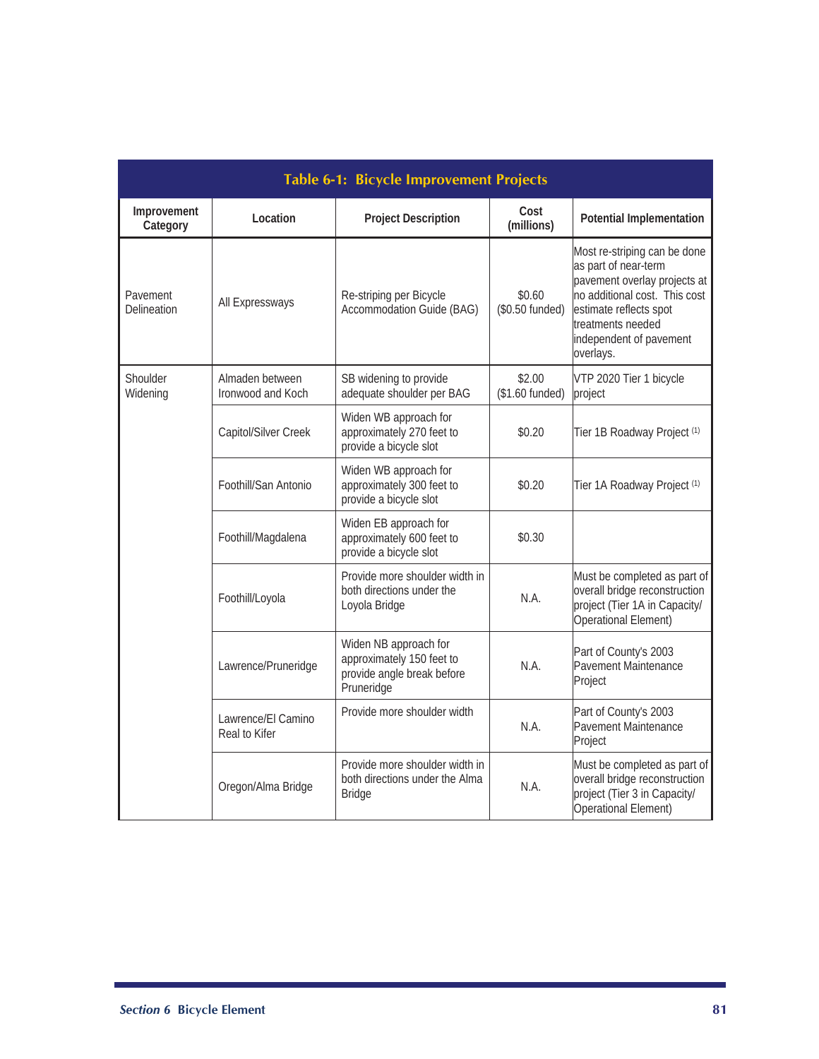## Table 6-1: Bicycle Improvement Projects

| Improvement Category | Location | Project Description | Cost (millions) | Potential Implementation |
|---|---|---|---|---|
| Pavement Delineation | All Expressways | Re-striping per Bicycle Accommodation Guide (BAG) | $0.60 ($0.50 funded) | Most re-striping can be done as part of near-term pavement overlay projects at no additional cost. This cost estimate reflects spot treatments needed independent of pavement overlays. |
| Shoulder Widening | Almaden between Ironwood and Koch | SB widening to provide adequate shoulder per BAG | $2.00 ($1.60 funded) | VTP 2020 Tier 1 bicycle project |
| | Capitol/Silver Creek | Widen WB approach for approximately 270 feet to provide a bicycle slot | $0.20 | Tier 1B Roadway Project (1) |
| | Foothill/San Antonio | Widen WB approach for approximately 300 feet to provide a bicycle slot | $0.20 | Tier 1A Roadway Project (1) |
| | Foothill/Magdalena | Widen EB approach for approximately 600 feet to provide a bicycle slot | $0.30 | |
| | Foothill/Loyola | Provide more shoulder width in both directions under the Loyola Bridge | N.A. | Must be completed as part of overall bridge reconstruction project (Tier 1A in Capacity/ Operational Element) |
| | Lawrence/Pruneridge | Widen NB approach for approximately 150 feet to provide angle break before Pruneridge | N.A. | Part of County's 2003 Pavement Maintenance Project |
| | Lawrence/El Camino Real to Kifer | Provide more shoulder width | N.A. | Part of County's 2003 Pavement Maintenance Project |
| | Oregon/Alma Bridge | Provide more shoulder width in both directions under the Alma Bridge | N.A. | Must be completed as part of overall bridge reconstruction project (Tier 3 in Capacity/ Operational Element) |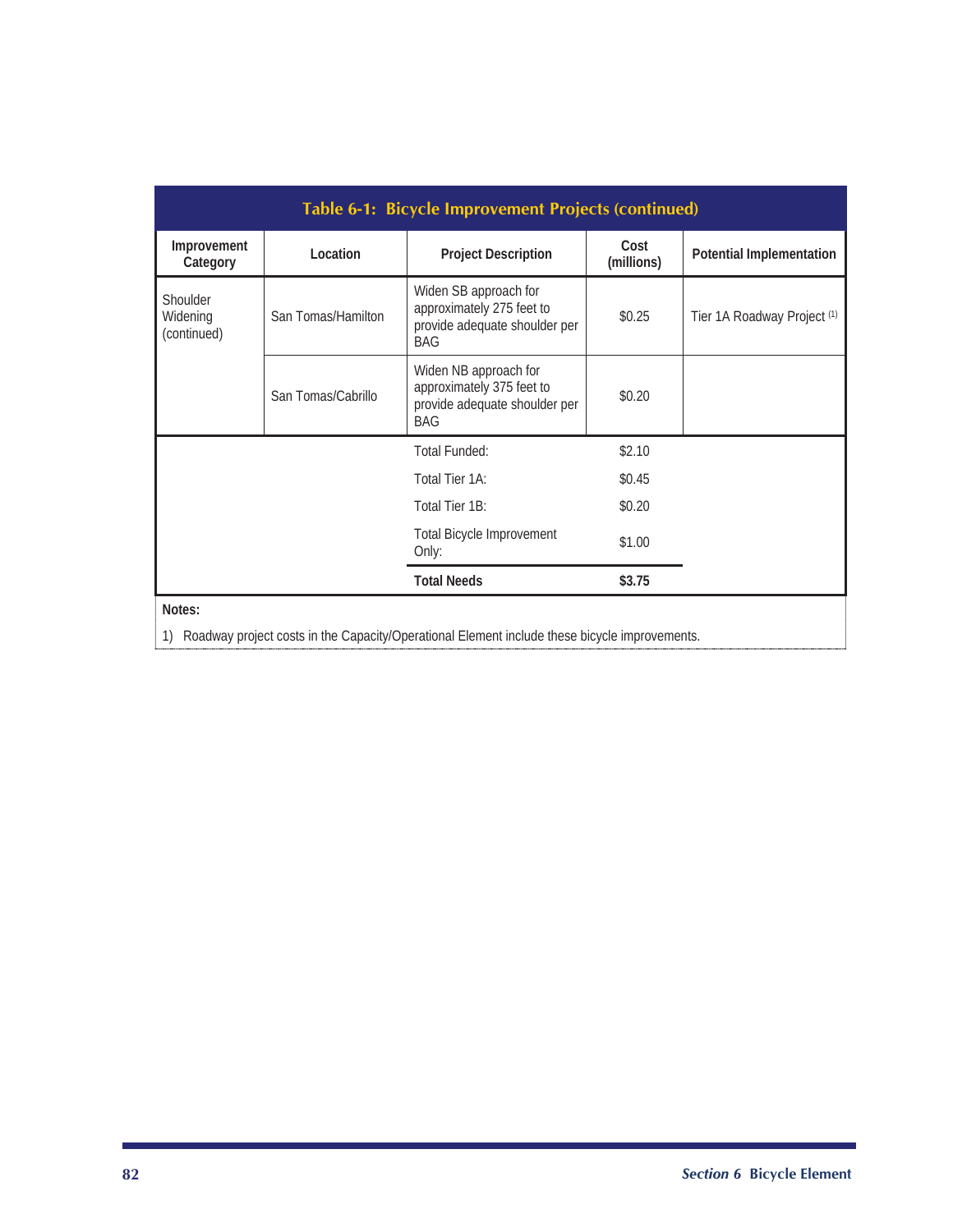**Table 6-1: Bicycle Improvement Projects (continued)**

| Improvement Category | Location | Project Description | Cost (millions) | Potential Implementation |
|---|---|---|---|---|
| Shoulder Widening (continued) | San Tomas/Hamilton | Widen SB approach for approximately 275 feet to provide adequate shoulder per BAG | $0.25 | Tier 1A Roadway Project [1] |
| | San Tomas/Cabrillo | Widen NB approach for approximately 375 feet to provide adequate shoulder per BAG | $0.20 | |
| | | Total Funded: | $2.10 | |
| | | Total Tier 1A: | $0.45 | |
| | | Total Tier 1B: | $0.20 | |
| | | Total Bicycle Improvement Only: | $1.00 | |
| | | **Total Needs** | **$3.75** | |

**Notes:**

1) Roadway project costs in the Capacity/Operational Element include these bicycle improvements.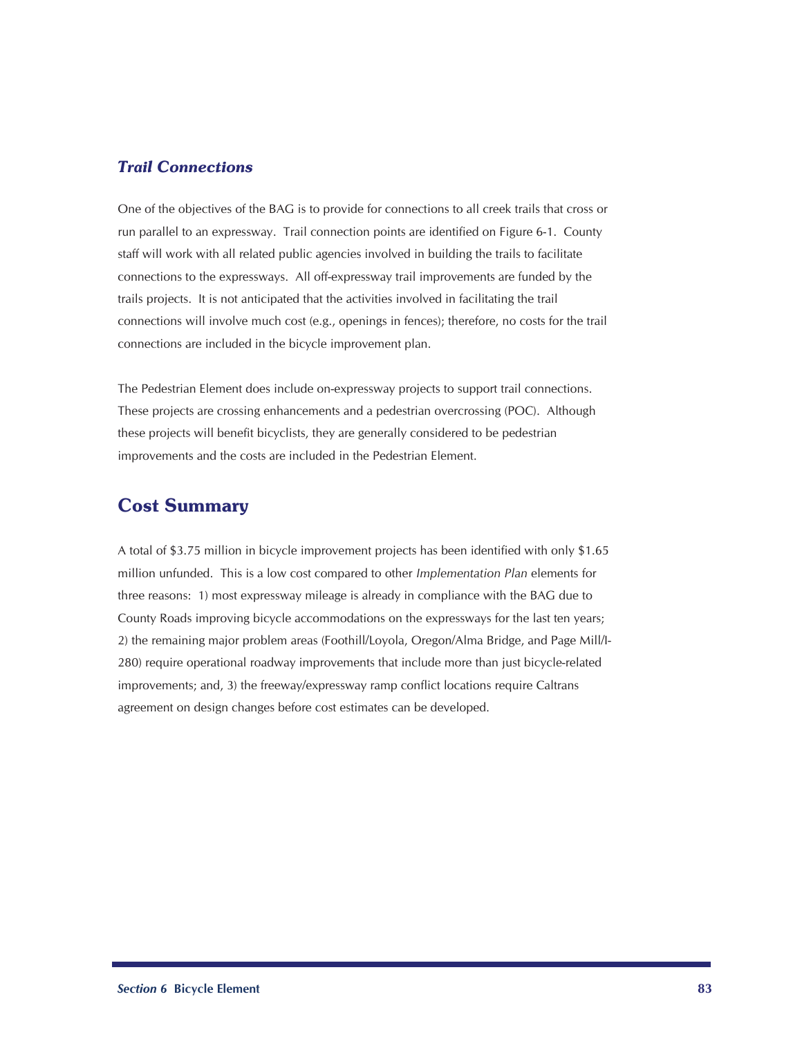### *Trail Connections*

One of the objectives of the BAG is to provide for connections to all creek trails that cross or run parallel to an expressway. Trail connection points are identified on Figure 6-1. County staff will work with all related public agencies involved in building the trails to facilitate connections to the expressways. All off-expressway trail improvements are funded by the trails projects. It is not anticipated that the activities involved in facilitating the trail connections will involve much cost (e.g., openings in fences); therefore, no costs for the trail connections are included in the bicycle improvement plan.

The Pedestrian Element does include on-expressway projects to support trail connections. These projects are crossing enhancements and a pedestrian overcrossing (POC). Although these projects will benefit bicyclists, they are generally considered to be pedestrian improvements and the costs are included in the Pedestrian Element.

## Cost Summary

A total of $3.75 million in bicycle improvement projects has been identified with only $1.65 million unfunded. This is a low cost compared to other *Implementation Plan* elements for three reasons: 1) most expressway mileage is already in compliance with the BAG due to County Roads improving bicycle accommodations on the expressways for the last ten years; 2) the remaining major problem areas (Foothill/Loyola, Oregon/Alma Bridge, and Page Mill/I-280) require operational roadway improvements that include more than just bicycle-related improvements; and, 3) the freeway/expressway ramp conflict locations require Caltrans agreement on design changes before cost estimates can be developed.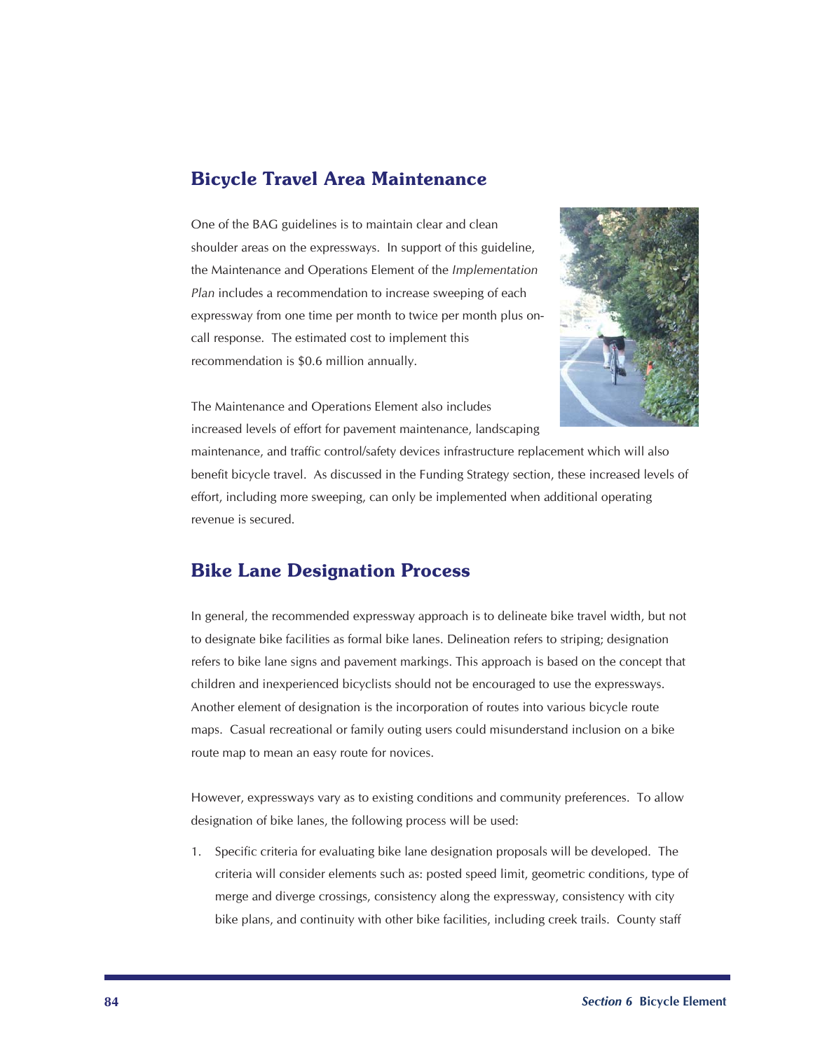## Bicycle Travel Area Maintenance

One of the BAG guidelines is to maintain clear and clean shoulder areas on the expressways. In support of this guideline, the Maintenance and Operations Element of the *Implementation Plan* includes a recommendation to increase sweeping of each expressway from one time per month to twice per month plus on-call response. The estimated cost to implement this recommendation is $0.6 million annually.

The Maintenance and Operations Element also includes increased levels of effort for pavement maintenance, landscaping maintenance, and traffic control/safety devices infrastructure replacement which will also benefit bicycle travel. As discussed in the Funding Strategy section, these increased levels of effort, including more sweeping, can only be implemented when additional operating revenue is secured.

## Bike Lane Designation Process

In general, the recommended expressway approach is to delineate bike travel width, but not to designate bike facilities as formal bike lanes. Delineation refers to striping; designation refers to bike lane signs and pavement markings. This approach is based on the concept that children and inexperienced bicyclists should not be encouraged to use the expressways. Another element of designation is the incorporation of routes into various bicycle route maps. Casual recreational or family outing users could misunderstand inclusion on a bike route map to mean an easy route for novices.

However, expressways vary as to existing conditions and community preferences. To allow designation of bike lanes, the following process will be used:

1. Specific criteria for evaluating bike lane designation proposals will be developed. The criteria will consider elements such as: posted speed limit, geometric conditions, type of merge and diverge crossings, consistency along the expressway, consistency with city bike plans, and continuity with other bike facilities, including creek trails. County staff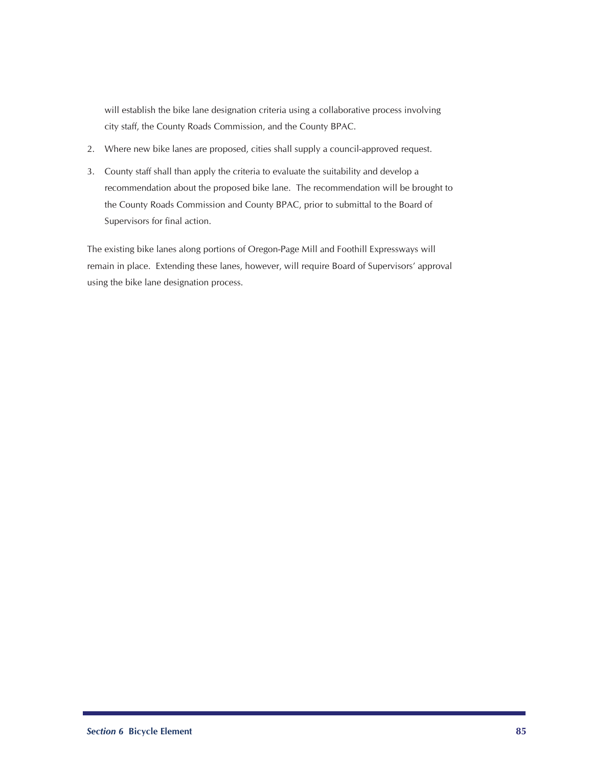will establish the bike lane designation criteria using a collaborative process involving city staff, the County Roads Commission, and the County BPAC.

2. Where new bike lanes are proposed, cities shall supply a council-approved request.

3. County staff shall than apply the criteria to evaluate the suitability and develop a recommendation about the proposed bike lane. The recommendation will be brought to the County Roads Commission and County BPAC, prior to submittal to the Board of Supervisors for final action.

The existing bike lanes along portions of Oregon-Page Mill and Foothill Expressways will remain in place. Extending these lanes, however, will require Board of Supervisors' approval using the bike lane designation process.